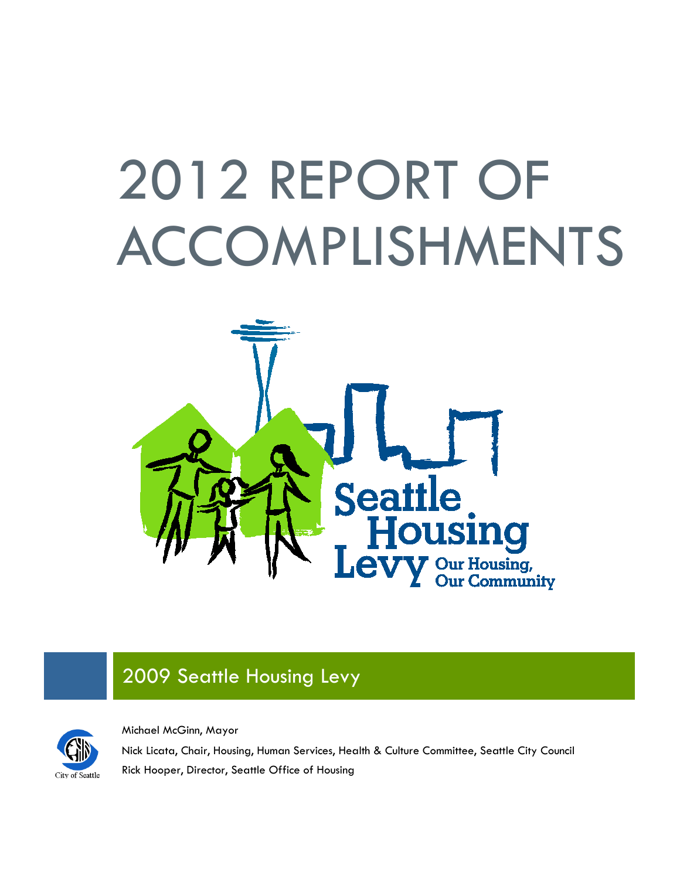# 2012 REPORT OF ACCOMPLISHMENTS

Seattle Housing Levy
Our Housing, Our Community

## 2009 Seattle Housing Levy

City of Seattle

Michael McGinn, Mayor

Nick Licata, Chair, Housing, Human Services, Health & Culture Committee, Seattle City Council

Rick Hooper, Director, Seattle Office of Housing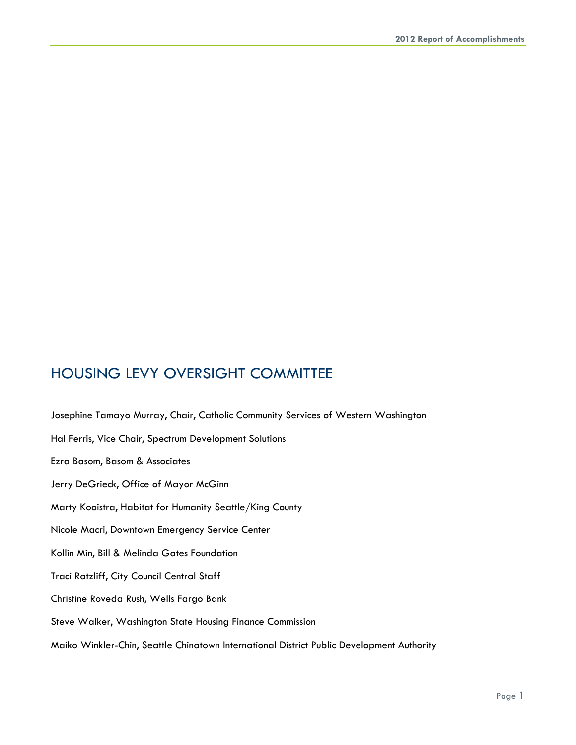# HOUSING LEVY OVERSIGHT COMMITTEE

Josephine Tamayo Murray, Chair, Catholic Community Services of Western Washington

Hal Ferris, Vice Chair, Spectrum Development Solutions

Ezra Basom, Basom & Associates

Jerry DeGrieck, Office of Mayor McGinn

Marty Kooistra, Habitat for Humanity Seattle/King County

Nicole Macri, Downtown Emergency Service Center

Kollin Min, Bill & Melinda Gates Foundation

Traci Ratzliff, City Council Central Staff

Christine Roveda Rush, Wells Fargo Bank

Steve Walker, Washington State Housing Finance Commission

Maiko Winkler-Chin, Seattle Chinatown International District Public Development Authority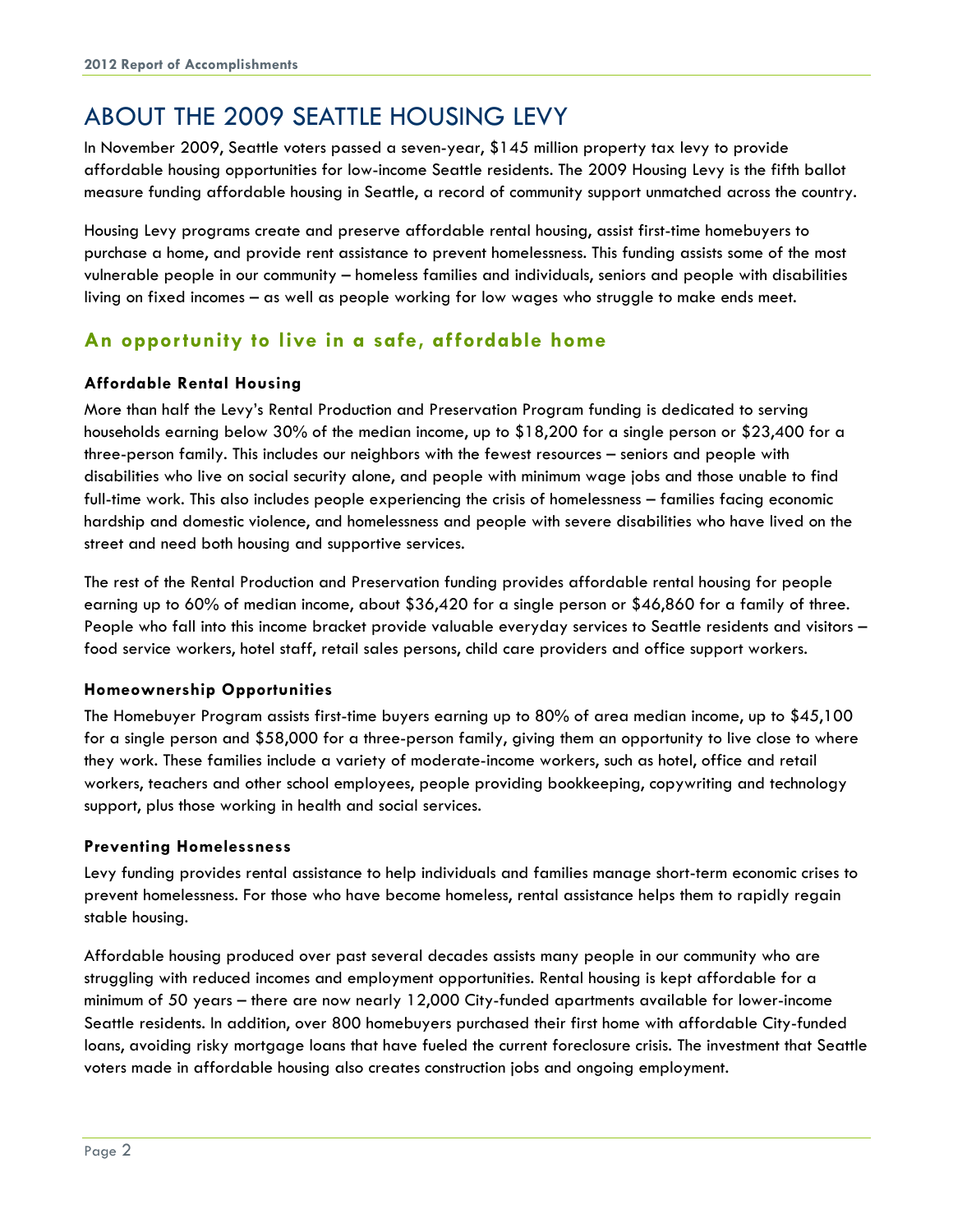# ABOUT THE 2009 SEATTLE HOUSING LEVY

In November 2009, Seattle voters passed a seven-year, $145 million property tax levy to provide affordable housing opportunities for low-income Seattle residents. The 2009 Housing Levy is the fifth ballot measure funding affordable housing in Seattle, a record of community support unmatched across the country.

Housing Levy programs create and preserve affordable rental housing, assist first-time homebuyers to purchase a home, and provide rent assistance to prevent homelessness. This funding assists some of the most vulnerable people in our community – homeless families and individuals, seniors and people with disabilities living on fixed incomes – as well as people working for low wages who struggle to make ends meet.

## An opportunity to live in a safe, affordable home

### Affordable Rental Housing

More than half the Levy's Rental Production and Preservation Program funding is dedicated to serving households earning below 30% of the median income, up to $18,200 for a single person or $23,400 for a three-person family. This includes our neighbors with the fewest resources – seniors and people with disabilities who live on social security alone, and people with minimum wage jobs and those unable to find full-time work. This also includes people experiencing the crisis of homelessness – families facing economic hardship and domestic violence, and homelessness and people with severe disabilities who have lived on the street and need both housing and supportive services.

The rest of the Rental Production and Preservation funding provides affordable rental housing for people earning up to 60% of median income, about $36,420 for a single person or $46,860 for a family of three. People who fall into this income bracket provide valuable everyday services to Seattle residents and visitors – food service workers, hotel staff, retail sales persons, child care providers and office support workers.

### Homeownership Opportunities

The Homebuyer Program assists first-time buyers earning up to 80% of area median income, up to $45,100 for a single person and $58,000 for a three-person family, giving them an opportunity to live close to where they work. These families include a variety of moderate-income workers, such as hotel, office and retail workers, teachers and other school employees, people providing bookkeeping, copywriting and technology support, plus those working in health and social services.

### Preventing Homelessness

Levy funding provides rental assistance to help individuals and families manage short-term economic crises to prevent homelessness. For those who have become homeless, rental assistance helps them to rapidly regain stable housing.

Affordable housing produced over past several decades assists many people in our community who are struggling with reduced incomes and employment opportunities. Rental housing is kept affordable for a minimum of 50 years – there are now nearly 12,000 City-funded apartments available for lower-income Seattle residents. In addition, over 800 homebuyers purchased their first home with affordable City-funded loans, avoiding risky mortgage loans that have fueled the current foreclosure crisis. The investment that Seattle voters made in affordable housing also creates construction jobs and ongoing employment.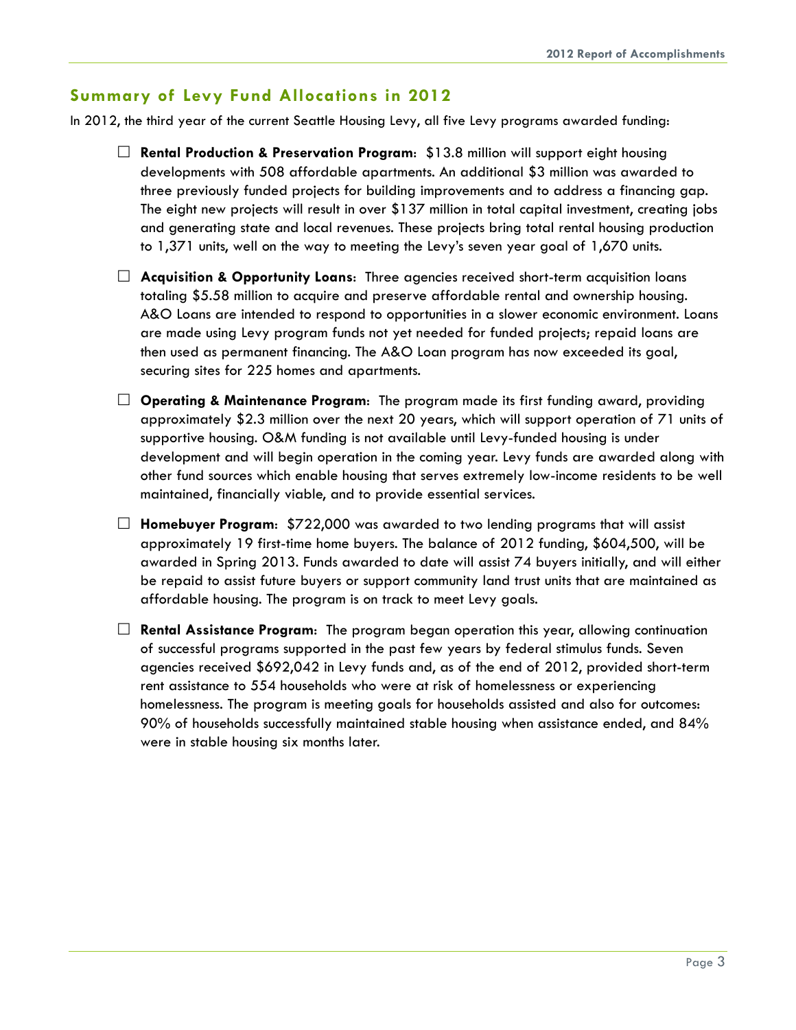## Summary of Levy Fund Allocations in 2012

In 2012, the third year of the current Seattle Housing Levy, all five Levy programs awarded funding:

- **Rental Production & Preservation Program**: $13.8 million will support eight housing developments with 508 affordable apartments. An additional $3 million was awarded to three previously funded projects for building improvements and to address a financing gap. The eight new projects will result in over $137 million in total capital investment, creating jobs and generating state and local revenues. These projects bring total rental housing production to 1,371 units, well on the way to meeting the Levy's seven year goal of 1,670 units.

- **Acquisition & Opportunity Loans**: Three agencies received short-term acquisition loans totaling $5.58 million to acquire and preserve affordable rental and ownership housing. A&O Loans are intended to respond to opportunities in a slower economic environment. Loans are made using Levy program funds not yet needed for funded projects; repaid loans are then used as permanent financing. The A&O Loan program has now exceeded its goal, securing sites for 225 homes and apartments.

- **Operating & Maintenance Program**: The program made its first funding award, providing approximately $2.3 million over the next 20 years, which will support operation of 71 units of supportive housing. O&M funding is not available until Levy-funded housing is under development and will begin operation in the coming year. Levy funds are awarded along with other fund sources which enable housing that serves extremely low-income residents to be well maintained, financially viable, and to provide essential services.

- **Homebuyer Program**: $722,000 was awarded to two lending programs that will assist approximately 19 first-time home buyers. The balance of 2012 funding, $604,500, will be awarded in Spring 2013. Funds awarded to date will assist 74 buyers initially, and will either be repaid to assist future buyers or support community land trust units that are maintained as affordable housing. The program is on track to meet Levy goals.

- **Rental Assistance Program**: The program began operation this year, allowing continuation of successful programs supported in the past few years by federal stimulus funds. Seven agencies received $692,042 in Levy funds and, as of the end of 2012, provided short-term rent assistance to 554 households who were at risk of homelessness or experiencing homelessness. The program is meeting goals for households assisted and also for outcomes: 90% of households successfully maintained stable housing when assistance ended, and 84% were in stable housing six months later.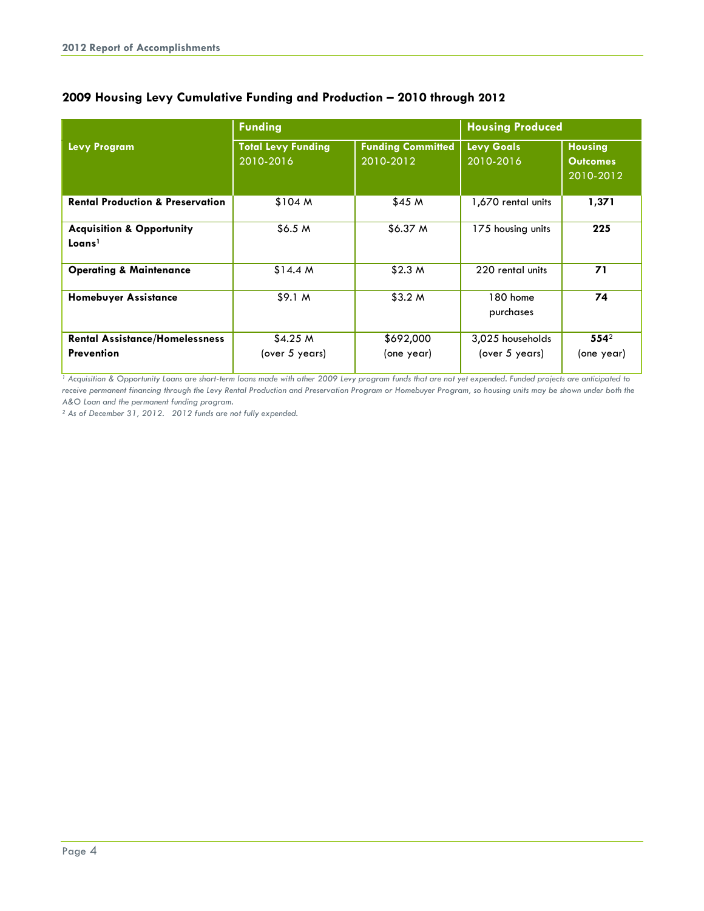## 2009 Housing Levy Cumulative Funding and Production – 2010 through 2012

| Levy Program | Funding | | Housing Produced | |
|---|---|---|---|---|
| | **Total Levy Funding** 2010-2016 | **Funding Committed** 2010-2012 | **Levy Goals** 2010-2016 | **Housing Outcomes** 2010-2012 |
| **Rental Production & Preservation** | $104 M | $45 M | 1,670 rental units | **1,371** |
| **Acquisition & Opportunity Loans**[1] | $6.5 M | $6.37 M | 175 housing units | **225** |
| **Operating & Maintenance** | $14.4 M | $2.3 M | 220 rental units | **71** |
| **Homebuyer Assistance** | $9.1 M | $3.2 M | 180 home purchases | **74** |
| **Rental Assistance/Homelessness Prevention** | $4.25 M (over 5 years) | $692,000 (one year) | 3,025 households (over 5 years) | **554**[2] (one year) |

*[1] Acquisition & Opportunity Loans are short-term loans made with other 2009 Levy program funds that are not yet expended. Funded projects are anticipated to receive permanent financing through the Levy Rental Production and Preservation Program or Homebuyer Program, so housing units may be shown under both the A&O Loan and the permanent funding program.*

*[2] As of December 31, 2012. 2012 funds are not fully expended.*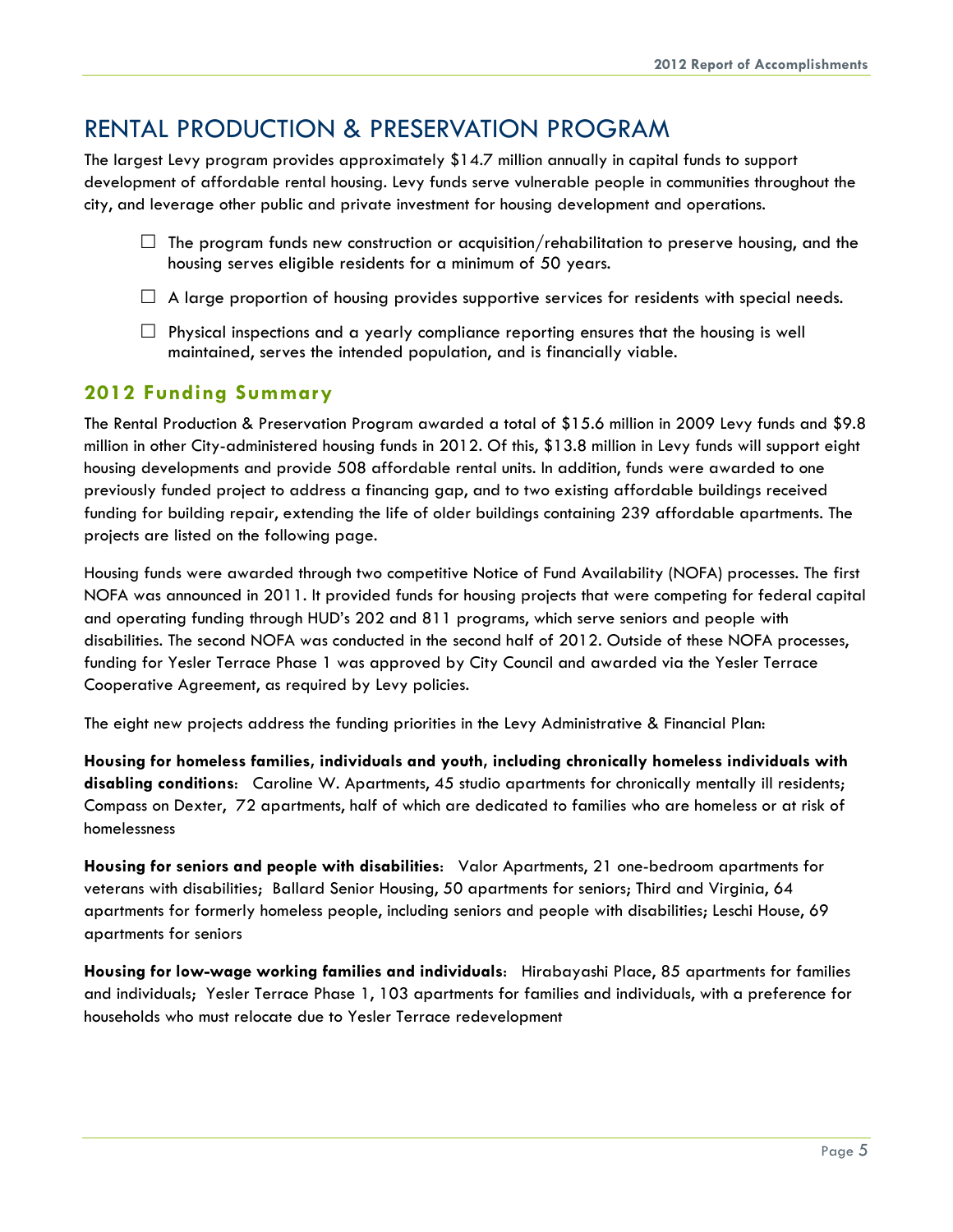# RENTAL PRODUCTION & PRESERVATION PROGRAM

The largest Levy program provides approximately $14.7 million annually in capital funds to support development of affordable rental housing. Levy funds serve vulnerable people in communities throughout the city, and leverage other public and private investment for housing development and operations.

- The program funds new construction or acquisition/rehabilitation to preserve housing, and the housing serves eligible residents for a minimum of 50 years.
- A large proportion of housing provides supportive services for residents with special needs.
- Physical inspections and a yearly compliance reporting ensures that the housing is well maintained, serves the intended population, and is financially viable.

## 2012 Funding Summary

The Rental Production & Preservation Program awarded a total of $15.6 million in 2009 Levy funds and $9.8 million in other City-administered housing funds in 2012. Of this, $13.8 million in Levy funds will support eight housing developments and provide 508 affordable rental units. In addition, funds were awarded to one previously funded project to address a financing gap, and to two existing affordable buildings received funding for building repair, extending the life of older buildings containing 239 affordable apartments. The projects are listed on the following page.

Housing funds were awarded through two competitive Notice of Fund Availability (NOFA) processes. The first NOFA was announced in 2011. It provided funds for housing projects that were competing for federal capital and operating funding through HUD's 202 and 811 programs, which serve seniors and people with disabilities. The second NOFA was conducted in the second half of 2012. Outside of these NOFA processes, funding for Yesler Terrace Phase 1 was approved by City Council and awarded via the Yesler Terrace Cooperative Agreement, as required by Levy policies.

The eight new projects address the funding priorities in the Levy Administrative & Financial Plan:

**Housing for homeless families, individuals and youth, including chronically homeless individuals with disabling conditions**: Caroline W. Apartments, 45 studio apartments for chronically mentally ill residents; Compass on Dexter, 72 apartments, half of which are dedicated to families who are homeless or at risk of homelessness

**Housing for seniors and people with disabilities**: Valor Apartments, 21 one-bedroom apartments for veterans with disabilities; Ballard Senior Housing, 50 apartments for seniors; Third and Virginia, 64 apartments for formerly homeless people, including seniors and people with disabilities; Leschi House, 69 apartments for seniors

**Housing for low-wage working families and individuals**: Hirabayashi Place, 85 apartments for families and individuals; Yesler Terrace Phase 1, 103 apartments for families and individuals, with a preference for households who must relocate due to Yesler Terrace redevelopment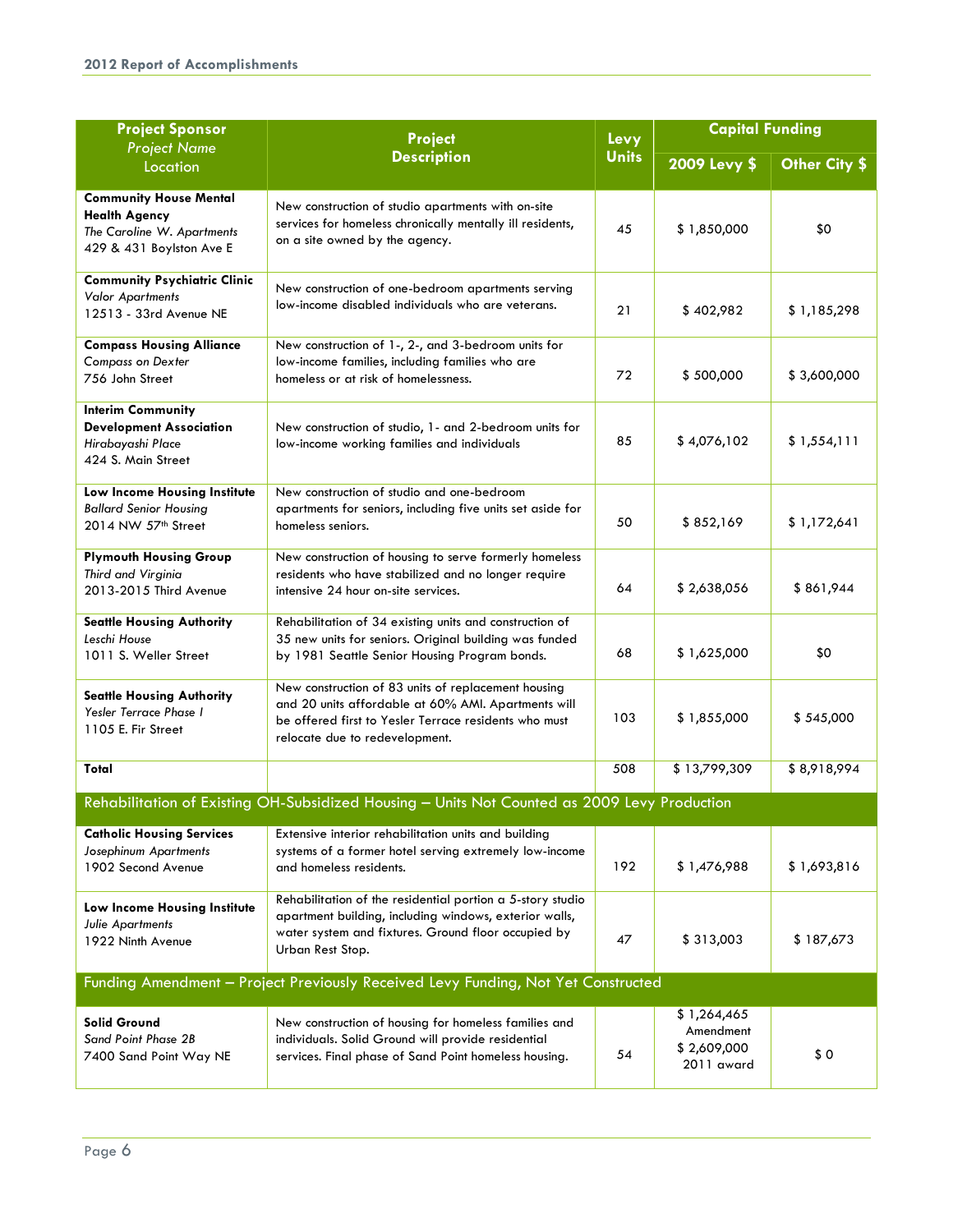| Project Sponsor<br>*Project Name*<br>Location | Project Description | Levy Units | Capital Funding | |
|---|---|---|---|---|
| | | | 2009 Levy $ | Other City $ |
| **Community House Mental Health Agency**<br>*The Caroline W. Apartments*<br>429 & 431 Boylston Ave E | New construction of studio apartments with on-site services for homeless chronically mentally ill residents, on a site owned by the agency. | 45 | $ 1,850,000 | $0 |
| **Community Psychiatric Clinic**<br>*Valor Apartments*<br>12513 - 33rd Avenue NE | New construction of one-bedroom apartments serving low-income disabled individuals who are veterans. | 21 | $ 402,982 | $ 1,185,298 |
| **Compass Housing Alliance**<br>*Compass on Dexter*<br>756 John Street | New construction of 1-, 2-, and 3-bedroom units for low-income families, including families who are homeless or at risk of homelessness. | 72 | $ 500,000 | $ 3,600,000 |
| **Interim Community Development Association**<br>*Hirabayashi Place*<br>424 S. Main Street | New construction of studio, 1- and 2-bedroom units for low-income working families and individuals | 85 | $ 4,076,102 | $ 1,554,111 |
| **Low Income Housing Institute**<br>*Ballard Senior Housing*<br>2014 NW 57th Street | New construction of studio and one-bedroom apartments for seniors, including five units set aside for homeless seniors. | 50 | $ 852,169 | $ 1,172,641 |
| **Plymouth Housing Group**<br>*Third and Virginia*<br>2013-2015 Third Avenue | New construction of housing to serve formerly homeless residents who have stabilized and no longer require intensive 24 hour on-site services. | 64 | $ 2,638,056 | $ 861,944 |
| **Seattle Housing Authority**<br>*Leschi House*<br>1011 S. Weller Street | Rehabilitation of 34 existing units and construction of 35 new units for seniors. Original building was funded by 1981 Seattle Senior Housing Program bonds. | 68 | $ 1,625,000 | $0 |
| **Seattle Housing Authority**<br>*Yesler Terrace Phase I*<br>1105 E. Fir Street | New construction of 83 units of replacement housing and 20 units affordable at 60% AMI. Apartments will be offered first to Yesler Terrace residents who must relocate due to redevelopment. | 103 | $ 1,855,000 | $ 545,000 |
| **Total** | | 508 | $ 13,799,309 | $ 8,918,994 |
| Rehabilitation of Existing OH-Subsidized Housing – Units Not Counted as 2009 Levy Production | | | | |
| **Catholic Housing Services**<br>*Josephinum Apartments*<br>1902 Second Avenue | Extensive interior rehabilitation units and building systems of a former hotel serving extremely low-income and homeless residents. | 192 | $ 1,476,988 | $ 1,693,816 |
| **Low Income Housing Institute**<br>*Julie Apartments*<br>1922 Ninth Avenue | Rehabilitation of the residential portion a 5-story studio apartment building, including windows, exterior walls, water system and fixtures. Ground floor occupied by Urban Rest Stop. | 47 | $ 313,003 | $ 187,673 |
| Funding Amendment – Project Previously Received Levy Funding, Not Yet Constructed | | | | |
| **Solid Ground**<br>*Sand Point Phase 2B*<br>7400 Sand Point Way NE | New construction of housing for homeless families and individuals. Solid Ground will provide residential services. Final phase of Sand Point homeless housing. | 54 | $ 1,264,465 Amendment<br>$ 2,609,000 2011 award | $ 0 |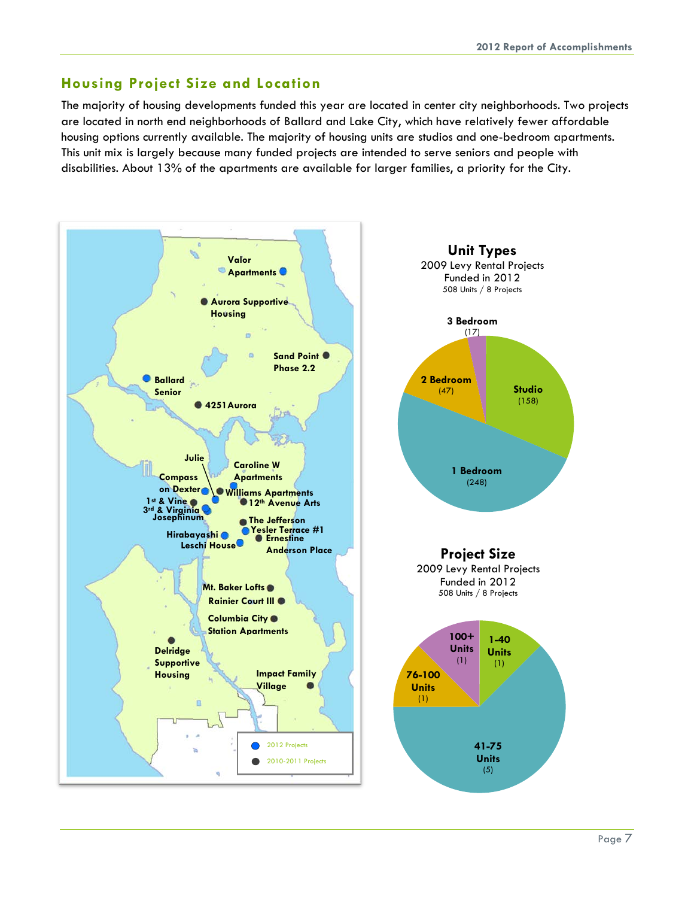## Housing Project Size and Location

The majority of housing developments funded this year are located in center city neighborhoods. Two projects are located in north end neighborhoods of Ballard and Lake City, which have relatively fewer affordable housing options currently available. The majority of housing units are studios and one-bedroom apartments. This unit mix is largely because many funded projects are intended to serve seniors and people with disabilities. About 13% of the apartments are available for larger families, a priority for the City.

Valor Apartments
Aurora Supportive Housing
Sand Point Phase 2.2
Ballard Senior
4251 Aurora
Julie
Caroline W Apartments
Compass on Dexter
Williams Apartments
1st & Vine
12th Avenue Arts
3rd & Virginia
Josephinum
The Jefferson
Yesler Terrace #1
Hirabayashi
Ernestine Anderson Place
Leschi House
Mt. Baker Lofts
Rainier Court III
Columbia City Station Apartments
Delridge Supportive Housing
Impact Family Village

2012 Projects
2010-2011 Projects

### Unit Types

2009 Levy Rental Projects Funded in 2012
508 Units / 8 Projects

| Unit Type | Units |
| --- | --- |
| Studio | 158 |
| 1 Bedroom | 248 |
| 2 Bedroom | 47 |
| 3 Bedroom | 17 |

### Project Size

2009 Levy Rental Projects Funded in 2012
508 Units / 8 Projects

| Project Size | Projects |
| --- | --- |
| 1-40 Units | 1 |
| 41-75 Units | 5 |
| 76-100 Units | 1 |
| 100+ Units | 1 |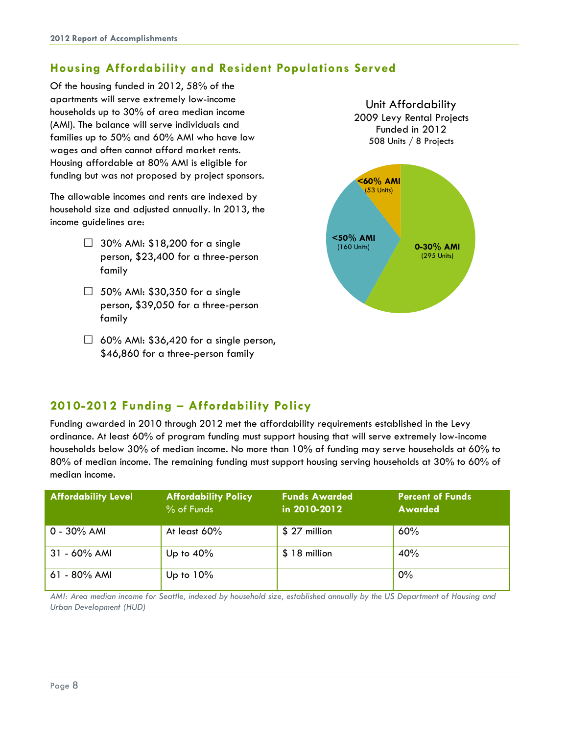## Housing Affordability and Resident Populations Served

Of the housing funded in 2012, 58% of the apartments will serve extremely low-income households up to 30% of area median income (AMI). The balance will serve individuals and families up to 50% and 60% AMI who have low wages and often cannot afford market rents. Housing affordable at 80% AMI is eligible for funding but was not proposed by project sponsors.

The allowable incomes and rents are indexed by household size and adjusted annually. In 2013, the income guidelines are:

- 30% AMI: $18,200 for a single person, $23,400 for a three-person family
- 50% AMI: $30,350 for a single person, $39,050 for a three-person family
- 60% AMI: $36,420 for a single person, $46,860 for a three-person family

Unit Affordability
2009 Levy Rental Projects
Funded in 2012
508 Units / 8 Projects

- 0-30% AMI (295 Units)
- <50% AMI (160 Units)
- <60% AMI (53 Units)

## 2010-2012 Funding – Affordability Policy

Funding awarded in 2010 through 2012 met the affordability requirements established in the Levy ordinance. At least 60% of program funding must support housing that will serve extremely low-income households below 30% of median income. No more than 10% of funding may serve households at 60% to 80% of median income. The remaining funding must support housing serving households at 30% to 60% of median income.

| Affordability Level | Affordability Policy % of Funds | Funds Awarded in 2010-2012 | Percent of Funds Awarded |
|---|---|---|---|
| 0 - 30% AMI | At least 60% | $ 27 million | 60% |
| 31 - 60% AMI | Up to 40% | $ 18 million | 40% |
| 61 - 80% AMI | Up to 10% | | 0% |

*AMI: Area median income for Seattle, indexed by household size, established annually by the US Department of Housing and Urban Development (HUD)*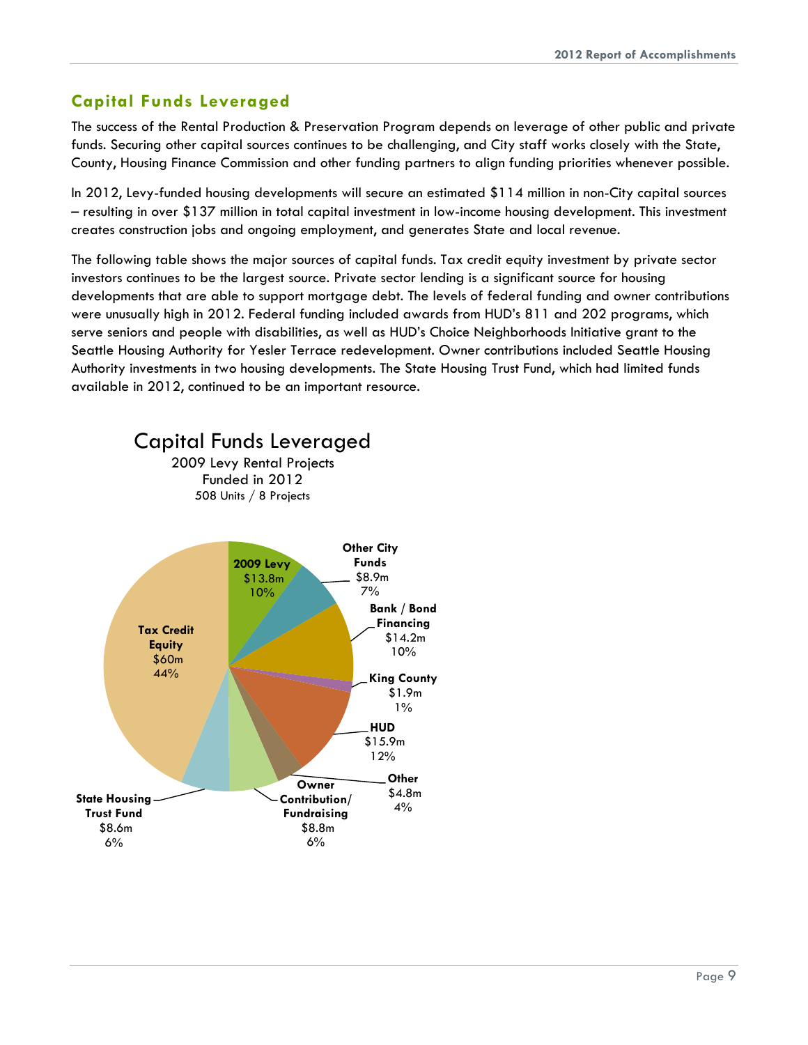## Capital Funds Leveraged

The success of the Rental Production & Preservation Program depends on leverage of other public and private funds. Securing other capital sources continues to be challenging, and City staff works closely with the State, County, Housing Finance Commission and other funding partners to align funding priorities whenever possible.

In 2012, Levy-funded housing developments will secure an estimated $114 million in non-City capital sources – resulting in over $137 million in total capital investment in low-income housing development. This investment creates construction jobs and ongoing employment, and generates State and local revenue.

The following table shows the major sources of capital funds. Tax credit equity investment by private sector investors continues to be the largest source. Private sector lending is a significant source for housing developments that are able to support mortgage debt. The levels of federal funding and owner contributions were unusually high in 2012. Federal funding included awards from HUD's 811 and 202 programs, which serve seniors and people with disabilities, as well as HUD's Choice Neighborhoods Initiative grant to the Seattle Housing Authority for Yesler Terrace redevelopment. Owner contributions included Seattle Housing Authority investments in two housing developments. The State Housing Trust Fund, which had limited funds available in 2012, continued to be an important resource.

### Capital Funds Leveraged

2009 Levy Rental Projects
Funded in 2012
508 Units / 8 Projects

| Source | Amount | Percent |
|---|---|---|
| 2009 Levy | $13.8m | 10% |
| Other City Funds | $8.9m | 7% |
| Bank / Bond Financing | $14.2m | 10% |
| King County | $1.9m | 1% |
| HUD | $15.9m | 12% |
| Other | $4.8m | 4% |
| Owner Contribution/ Fundraising | $8.8m | 6% |
| State Housing Trust Fund | $8.6m | 6% |
| Tax Credit Equity | $60m | 44% |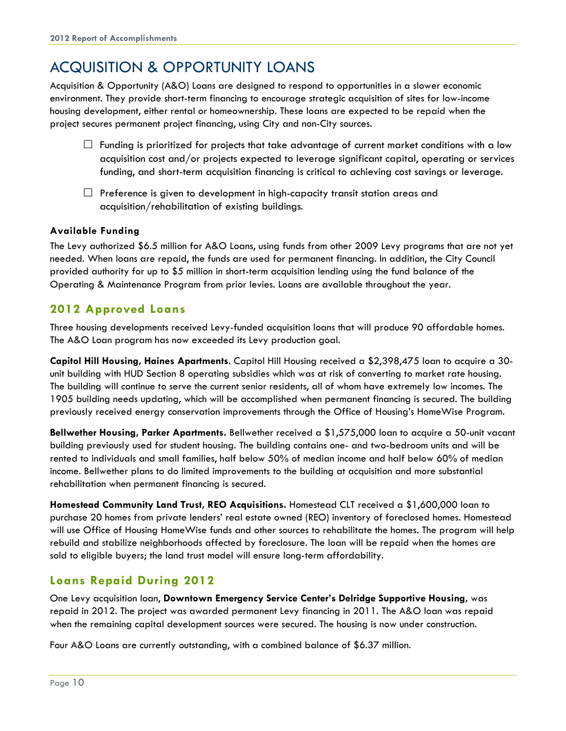# ACQUISITION & OPPORTUNITY LOANS

Acquisition & Opportunity (A&O) Loans are designed to respond to opportunities in a slower economic environment. They provide short-term financing to encourage strategic acquisition of sites for low-income housing development, either rental or homeownership. These loans are expected to be repaid when the project secures permanent project financing, using City and non-City sources.

- Funding is prioritized for projects that take advantage of current market conditions with a low acquisition cost and/or projects expected to leverage significant capital, operating or services funding, and short-term acquisition financing is critical to achieving cost savings or leverage.
- Preference is given to development in high-capacity transit station areas and acquisition/rehabilitation of existing buildings.

**Available Funding**

The Levy authorized $6.5 million for A&O Loans, using funds from other 2009 Levy programs that are not yet needed. When loans are repaid, the funds are used for permanent financing. In addition, the City Council provided authority for up to $5 million in short-term acquisition lending using the fund balance of the Operating & Maintenance Program from prior levies. Loans are available throughout the year.

## 2012 Approved Loans

Three housing developments received Levy-funded acquisition loans that will produce 90 affordable homes. The A&O Loan program has now exceeded its Levy production goal.

**Capitol Hill Housing, Haines Apartments**. Capitol Hill Housing received a $2,398,475 loan to acquire a 30-unit building with HUD Section 8 operating subsidies which was at risk of converting to market rate housing. The building will continue to serve the current senior residents, all of whom have extremely low incomes. The 1905 building needs updating, which will be accomplished when permanent financing is secured. The building previously received energy conservation improvements through the Office of Housing's HomeWise Program.

**Bellwether Housing, Parker Apartments.** Bellwether received a $1,575,000 loan to acquire a 50-unit vacant building previously used for student housing. The building contains one- and two-bedroom units and will be rented to individuals and small families, half below 50% of median income and half below 60% of median income. Bellwether plans to do limited improvements to the building at acquisition and more substantial rehabilitation when permanent financing is secured.

**Homestead Community Land Trust, REO Acquisitions.** Homestead CLT received a $1,600,000 loan to purchase 20 homes from private lenders' real estate owned (REO) inventory of foreclosed homes. Homestead will use Office of Housing HomeWise funds and other sources to rehabilitate the homes. The program will help rebuild and stabilize neighborhoods affected by foreclosure. The loan will be repaid when the homes are sold to eligible buyers; the land trust model will ensure long-term affordability.

## Loans Repaid During 2012

One Levy acquisition loan, **Downtown Emergency Service Center's Delridge Supportive Housing**, was repaid in 2012. The project was awarded permanent Levy financing in 2011. The A&O loan was repaid when the remaining capital development sources were secured. The housing is now under construction.

Four A&O Loans are currently outstanding, with a combined balance of $6.37 million.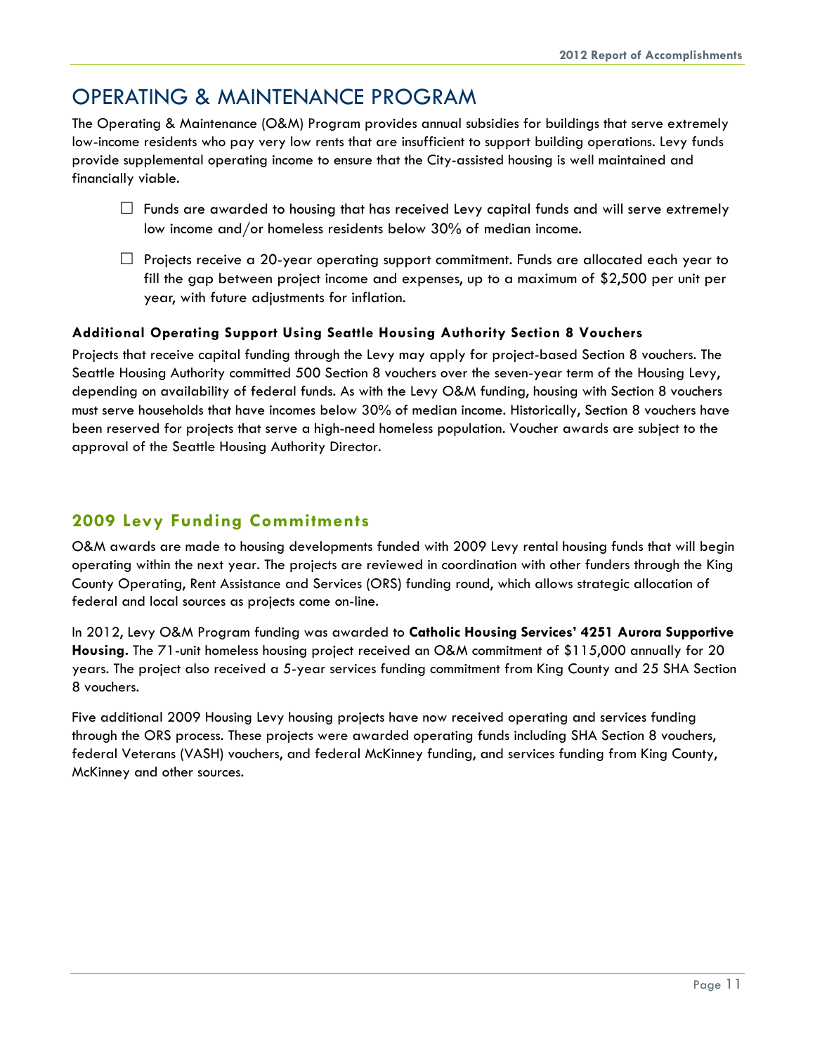# OPERATING & MAINTENANCE PROGRAM

The Operating & Maintenance (O&M) Program provides annual subsidies for buildings that serve extremely low-income residents who pay very low rents that are insufficient to support building operations. Levy funds provide supplemental operating income to ensure that the City-assisted housing is well maintained and financially viable.

- Funds are awarded to housing that has received Levy capital funds and will serve extremely low income and/or homeless residents below 30% of median income.
- Projects receive a 20-year operating support commitment. Funds are allocated each year to fill the gap between project income and expenses, up to a maximum of $2,500 per unit per year, with future adjustments for inflation.

### Additional Operating Support Using Seattle Housing Authority Section 8 Vouchers

Projects that receive capital funding through the Levy may apply for project-based Section 8 vouchers. The Seattle Housing Authority committed 500 Section 8 vouchers over the seven-year term of the Housing Levy, depending on availability of federal funds. As with the Levy O&M funding, housing with Section 8 vouchers must serve households that have incomes below 30% of median income. Historically, Section 8 vouchers have been reserved for projects that serve a high-need homeless population. Voucher awards are subject to the approval of the Seattle Housing Authority Director.

## 2009 Levy Funding Commitments

O&M awards are made to housing developments funded with 2009 Levy rental housing funds that will begin operating within the next year. The projects are reviewed in coordination with other funders through the King County Operating, Rent Assistance and Services (ORS) funding round, which allows strategic allocation of federal and local sources as projects come on-line.

In 2012, Levy O&M Program funding was awarded to **Catholic Housing Services' 4251 Aurora Supportive Housing.** The 71-unit homeless housing project received an O&M commitment of $115,000 annually for 20 years. The project also received a 5-year services funding commitment from King County and 25 SHA Section 8 vouchers.

Five additional 2009 Housing Levy housing projects have now received operating and services funding through the ORS process. These projects were awarded operating funds including SHA Section 8 vouchers, federal Veterans (VASH) vouchers, and federal McKinney funding, and services funding from King County, McKinney and other sources.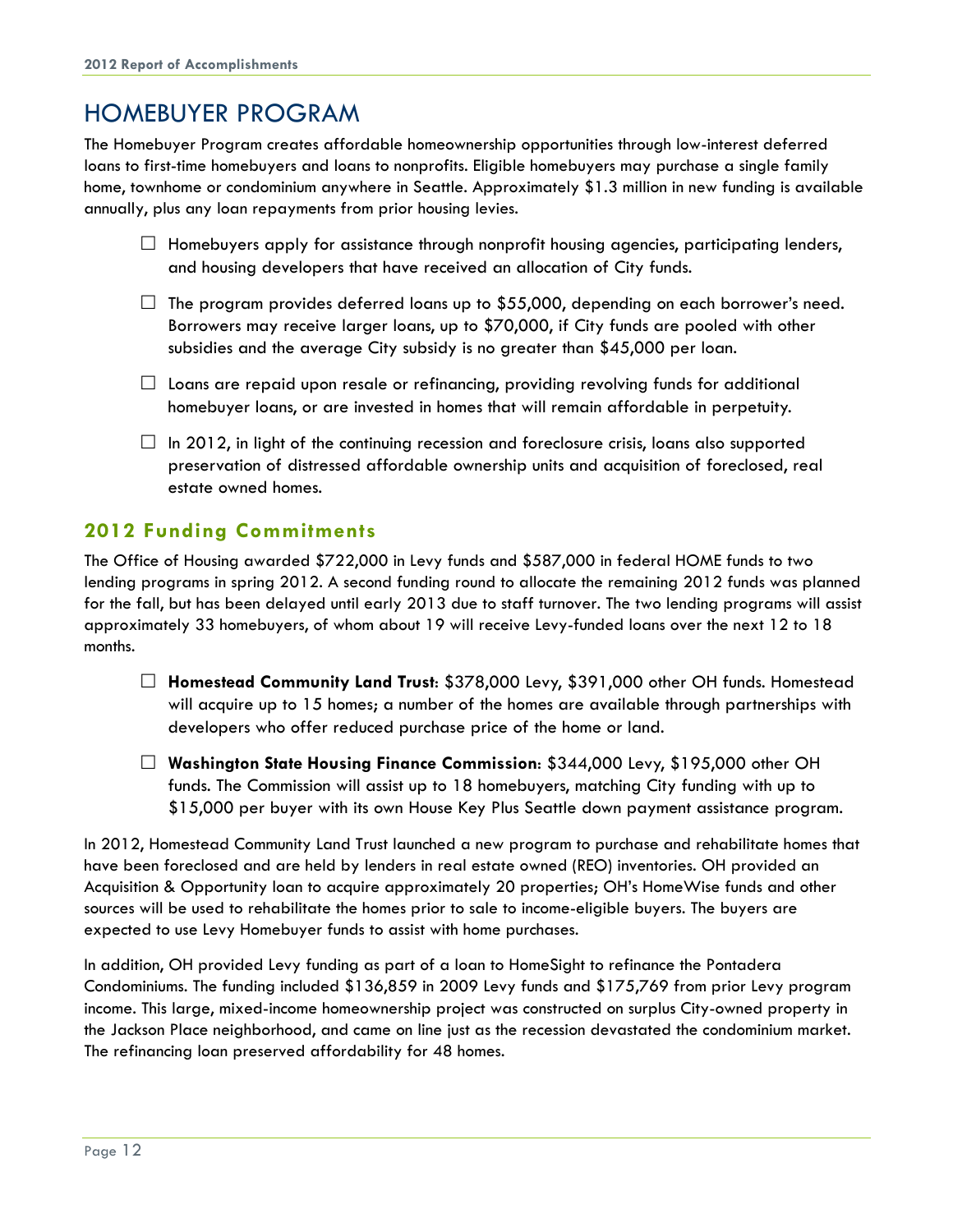# HOMEBUYER PROGRAM

The Homebuyer Program creates affordable homeownership opportunities through low-interest deferred loans to first-time homebuyers and loans to nonprofits. Eligible homebuyers may purchase a single family home, townhome or condominium anywhere in Seattle. Approximately $1.3 million in new funding is available annually, plus any loan repayments from prior housing levies.

- Homebuyers apply for assistance through nonprofit housing agencies, participating lenders, and housing developers that have received an allocation of City funds.
- The program provides deferred loans up to $55,000, depending on each borrower's need. Borrowers may receive larger loans, up to $70,000, if City funds are pooled with other subsidies and the average City subsidy is no greater than $45,000 per loan.
- Loans are repaid upon resale or refinancing, providing revolving funds for additional homebuyer loans, or are invested in homes that will remain affordable in perpetuity.
- In 2012, in light of the continuing recession and foreclosure crisis, loans also supported preservation of distressed affordable ownership units and acquisition of foreclosed, real estate owned homes.

## 2012 Funding Commitments

The Office of Housing awarded $722,000 in Levy funds and $587,000 in federal HOME funds to two lending programs in spring 2012. A second funding round to allocate the remaining 2012 funds was planned for the fall, but has been delayed until early 2013 due to staff turnover. The two lending programs will assist approximately 33 homebuyers, of whom about 19 will receive Levy-funded loans over the next 12 to 18 months.

- **Homestead Community Land Trust**: $378,000 Levy, $391,000 other OH funds. Homestead will acquire up to 15 homes; a number of the homes are available through partnerships with developers who offer reduced purchase price of the home or land.
- **Washington State Housing Finance Commission**: $344,000 Levy, $195,000 other OH funds. The Commission will assist up to 18 homebuyers, matching City funding with up to $15,000 per buyer with its own House Key Plus Seattle down payment assistance program.

In 2012, Homestead Community Land Trust launched a new program to purchase and rehabilitate homes that have been foreclosed and are held by lenders in real estate owned (REO) inventories. OH provided an Acquisition & Opportunity loan to acquire approximately 20 properties; OH's HomeWise funds and other sources will be used to rehabilitate the homes prior to sale to income-eligible buyers. The buyers are expected to use Levy Homebuyer funds to assist with home purchases.

In addition, OH provided Levy funding as part of a loan to HomeSight to refinance the Pontadera Condominiums. The funding included $136,859 in 2009 Levy funds and $175,769 from prior Levy program income. This large, mixed-income homeownership project was constructed on surplus City-owned property in the Jackson Place neighborhood, and came on line just as the recession devastated the condominium market. The refinancing loan preserved affordability for 48 homes.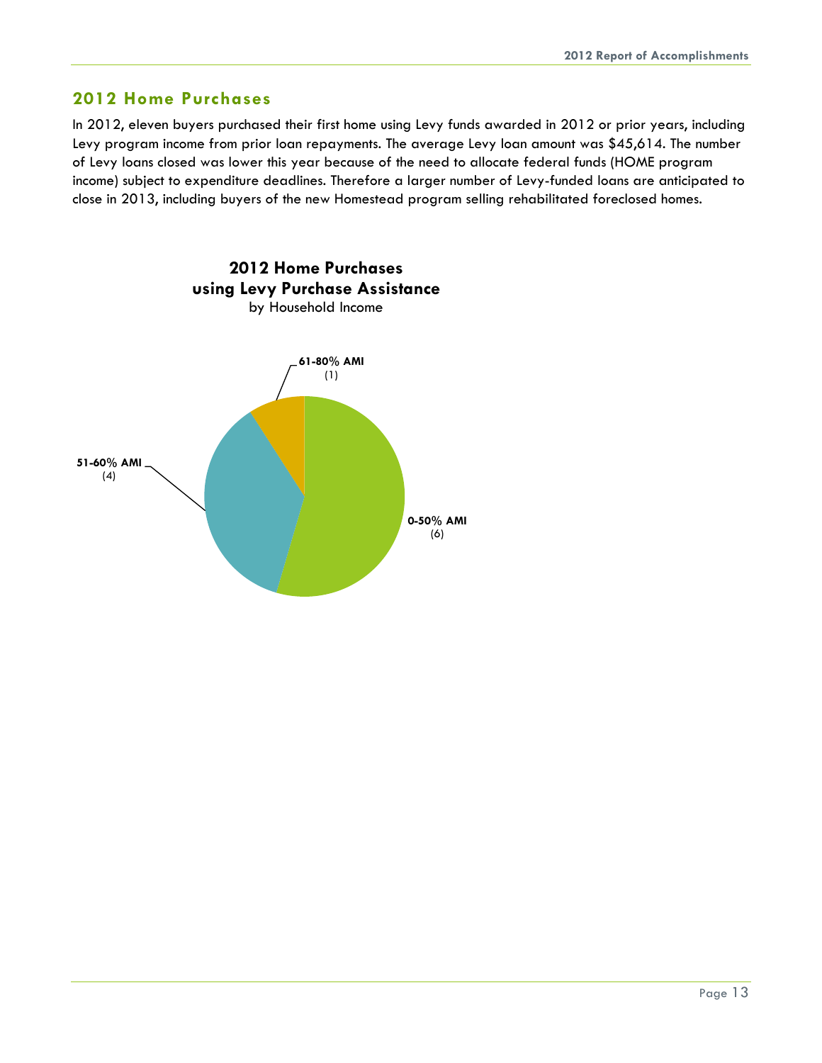## 2012 Home Purchases

In 2012, eleven buyers purchased their first home using Levy funds awarded in 2012 or prior years, including Levy program income from prior loan repayments. The average Levy loan amount was $45,614. The number of Levy loans closed was lower this year because of the need to allocate federal funds (HOME program income) subject to expenditure deadlines. Therefore a larger number of Levy-funded loans are anticipated to close in 2013, including buyers of the new Homestead program selling rehabilitated foreclosed homes.

**2012 Home Purchases using Levy Purchase Assistance**
by Household Income

| Household Income | Home Purchases |
| --- | --- |
| 0-50% AMI | 6 |
| 51-60% AMI | 4 |
| 61-80% AMI | 1 |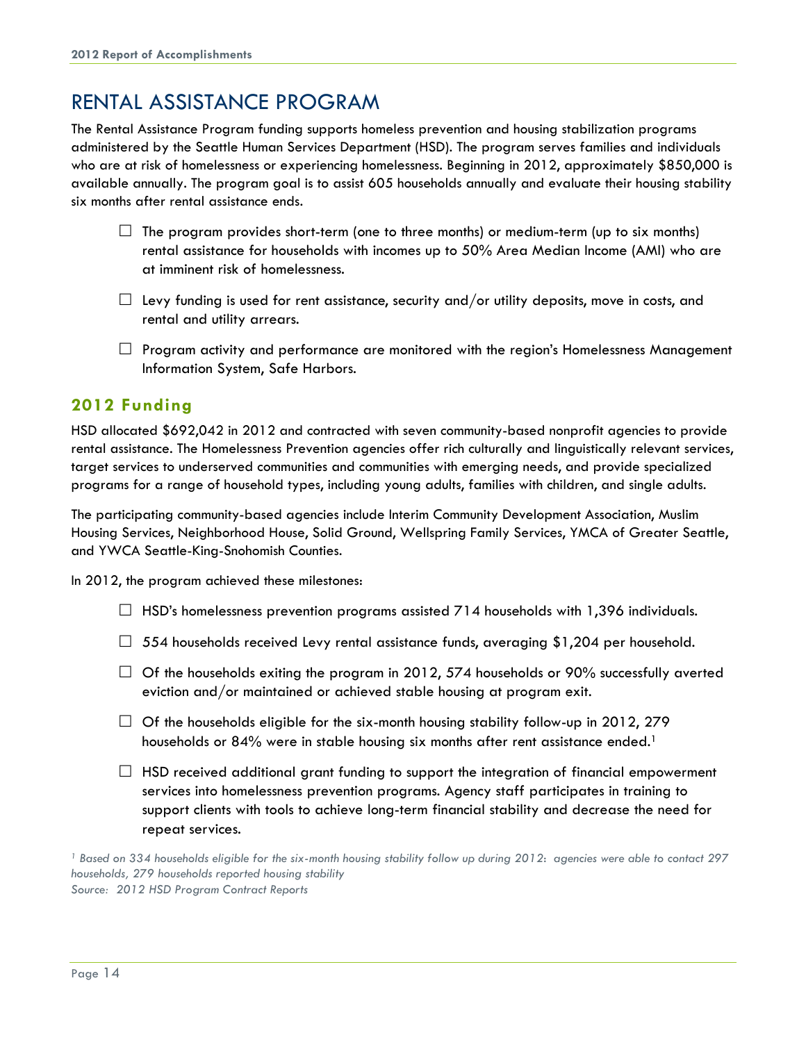# RENTAL ASSISTANCE PROGRAM

The Rental Assistance Program funding supports homeless prevention and housing stabilization programs administered by the Seattle Human Services Department (HSD). The program serves families and individuals who are at risk of homelessness or experiencing homelessness. Beginning in 2012, approximately $850,000 is available annually. The program goal is to assist 605 households annually and evaluate their housing stability six months after rental assistance ends.

- The program provides short-term (one to three months) or medium-term (up to six months) rental assistance for households with incomes up to 50% Area Median Income (AMI) who are at imminent risk of homelessness.
- Levy funding is used for rent assistance, security and/or utility deposits, move in costs, and rental and utility arrears.
- Program activity and performance are monitored with the region's Homelessness Management Information System, Safe Harbors.

## 2012 Funding

HSD allocated $692,042 in 2012 and contracted with seven community-based nonprofit agencies to provide rental assistance. The Homelessness Prevention agencies offer rich culturally and linguistically relevant services, target services to underserved communities and communities with emerging needs, and provide specialized programs for a range of household types, including young adults, families with children, and single adults.

The participating community-based agencies include Interim Community Development Association, Muslim Housing Services, Neighborhood House, Solid Ground, Wellspring Family Services, YMCA of Greater Seattle, and YWCA Seattle-King-Snohomish Counties.

In 2012, the program achieved these milestones:

- HSD's homelessness prevention programs assisted 714 households with 1,396 individuals.
- 554 households received Levy rental assistance funds, averaging $1,204 per household.
- Of the households exiting the program in 2012, 574 households or 90% successfully averted eviction and/or maintained or achieved stable housing at program exit.
- Of the households eligible for the six-month housing stability follow-up in 2012, 279 households or 84% were in stable housing six months after rent assistance ended.[1]
- HSD received additional grant funding to support the integration of financial empowerment services into homelessness prevention programs. Agency staff participates in training to support clients with tools to achieve long-term financial stability and decrease the need for repeat services.

*[1] Based on 334 households eligible for the six-month housing stability follow up during 2012: agencies were able to contact 297 households, 279 households reported housing stability*
*Source: 2012 HSD Program Contract Reports*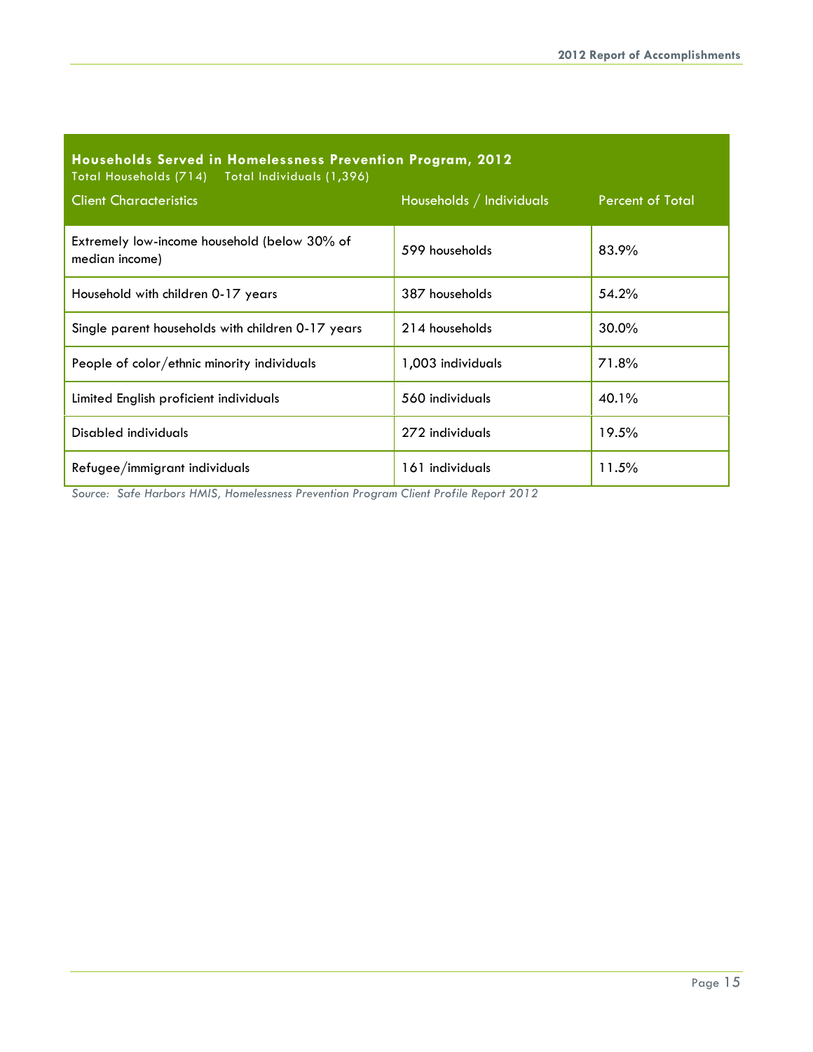**Households Served in Homelessness Prevention Program, 2012**
Total Households (714) Total Individuals (1,396)

| Client Characteristics | Households / Individuals | Percent of Total |
|---|---|---|
| Extremely low-income household (below 30% of median income) | 599 households | 83.9% |
| Household with children 0-17 years | 387 households | 54.2% |
| Single parent households with children 0-17 years | 214 households | 30.0% |
| People of color/ethnic minority individuals | 1,003 individuals | 71.8% |
| Limited English proficient individuals | 560 individuals | 40.1% |
| Disabled individuals | 272 individuals | 19.5% |
| Refugee/immigrant individuals | 161 individuals | 11.5% |

*Source: Safe Harbors HMIS, Homelessness Prevention Program Client Profile Report 2012*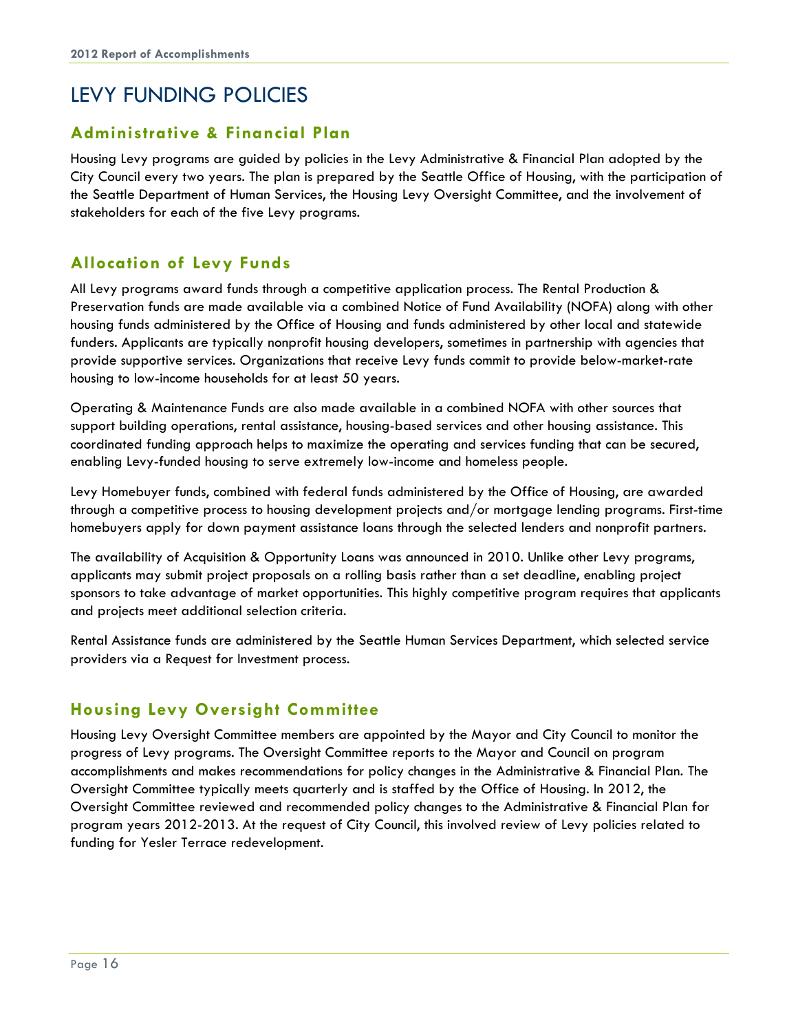# LEVY FUNDING POLICIES

## Administrative & Financial Plan

Housing Levy programs are guided by policies in the Levy Administrative & Financial Plan adopted by the City Council every two years. The plan is prepared by the Seattle Office of Housing, with the participation of the Seattle Department of Human Services, the Housing Levy Oversight Committee, and the involvement of stakeholders for each of the five Levy programs.

## Allocation of Levy Funds

All Levy programs award funds through a competitive application process. The Rental Production & Preservation funds are made available via a combined Notice of Fund Availability (NOFA) along with other housing funds administered by the Office of Housing and funds administered by other local and statewide funders. Applicants are typically nonprofit housing developers, sometimes in partnership with agencies that provide supportive services. Organizations that receive Levy funds commit to provide below-market-rate housing to low-income households for at least 50 years.

Operating & Maintenance Funds are also made available in a combined NOFA with other sources that support building operations, rental assistance, housing-based services and other housing assistance. This coordinated funding approach helps to maximize the operating and services funding that can be secured, enabling Levy-funded housing to serve extremely low-income and homeless people.

Levy Homebuyer funds, combined with federal funds administered by the Office of Housing, are awarded through a competitive process to housing development projects and/or mortgage lending programs. First-time homebuyers apply for down payment assistance loans through the selected lenders and nonprofit partners.

The availability of Acquisition & Opportunity Loans was announced in 2010. Unlike other Levy programs, applicants may submit project proposals on a rolling basis rather than a set deadline, enabling project sponsors to take advantage of market opportunities. This highly competitive program requires that applicants and projects meet additional selection criteria.

Rental Assistance funds are administered by the Seattle Human Services Department, which selected service providers via a Request for Investment process.

## Housing Levy Oversight Committee

Housing Levy Oversight Committee members are appointed by the Mayor and City Council to monitor the progress of Levy programs. The Oversight Committee reports to the Mayor and Council on program accomplishments and makes recommendations for policy changes in the Administrative & Financial Plan. The Oversight Committee typically meets quarterly and is staffed by the Office of Housing. In 2012, the Oversight Committee reviewed and recommended policy changes to the Administrative & Financial Plan for program years 2012-2013. At the request of City Council, this involved review of Levy policies related to funding for Yesler Terrace redevelopment.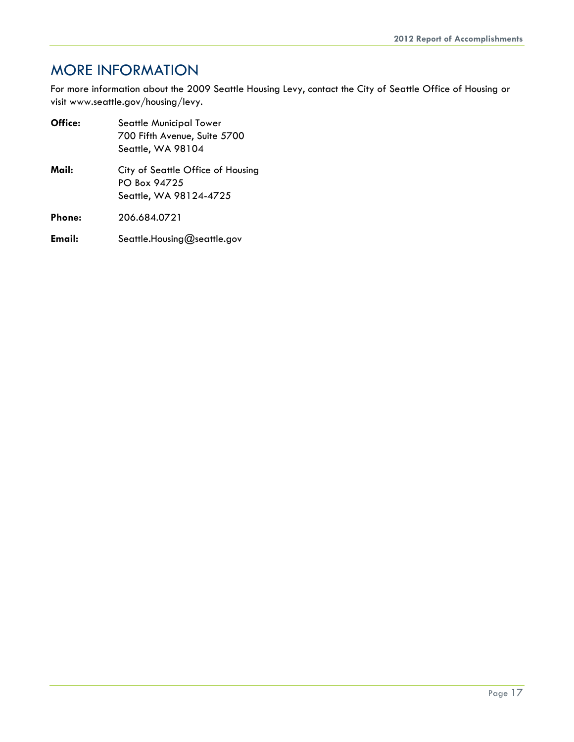# MORE INFORMATION

For more information about the 2009 Seattle Housing Levy, contact the City of Seattle Office of Housing or visit www.seattle.gov/housing/levy.

**Office:** Seattle Municipal Tower
700 Fifth Avenue, Suite 5700
Seattle, WA 98104

**Mail:** City of Seattle Office of Housing
PO Box 94725
Seattle, WA 98124-4725

**Phone:** 206.684.0721

**Email:** Seattle.Housing@seattle.gov